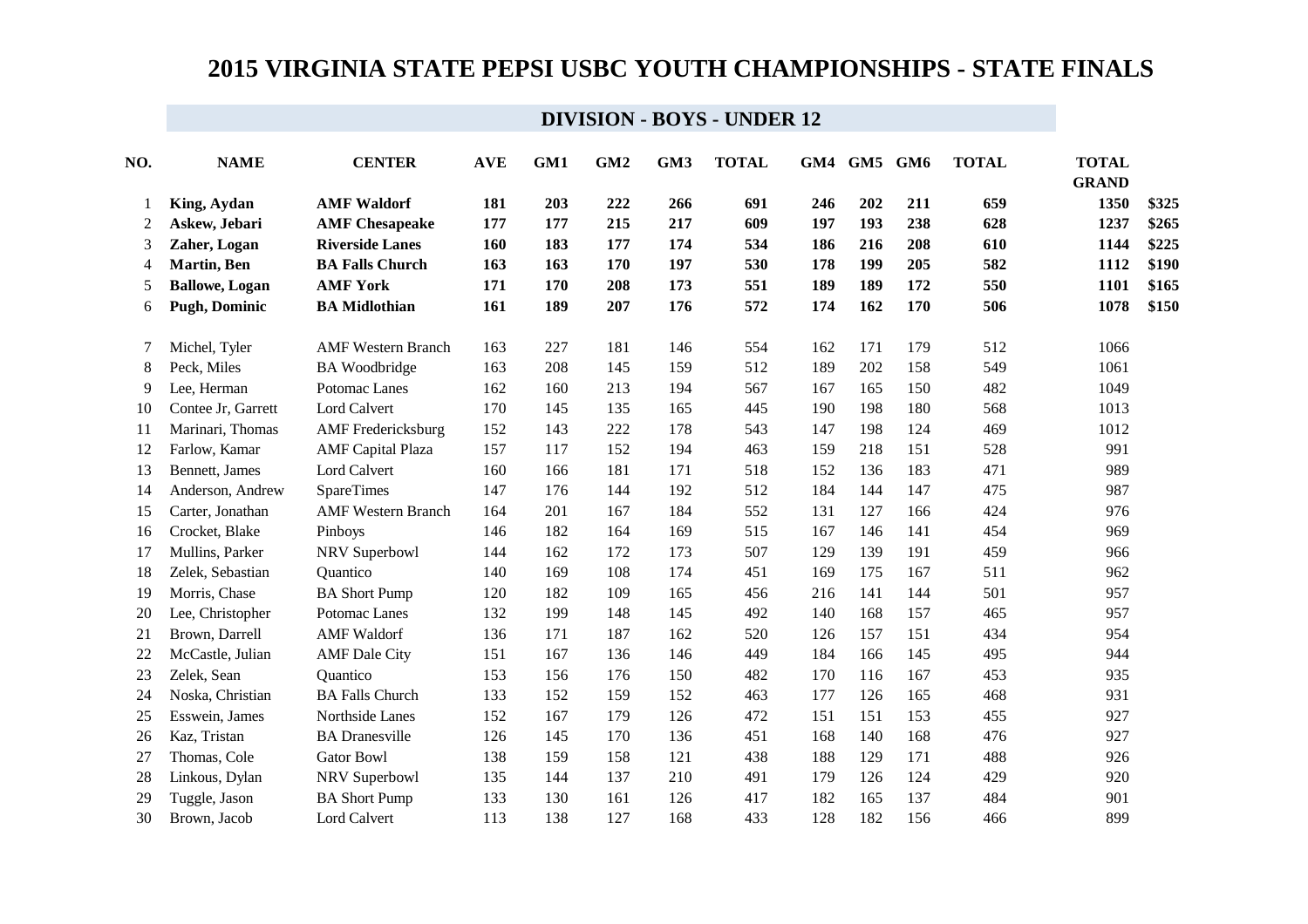# 2015 VIRGINIA STATE PEPSI USBC YOUTH CHAMPIONSHIPS - STATE FINALS

## DIVISION - BOYS - UNDER 12

| NO. | NAME | CENTER | AVE | GM1 | GM2 | GM3 | TOTAL | GM4 | GM5 | GM6 | TOTAL | TOTAL GRAND | |
|---|---|---|---|---|---|---|---|---|---|---|---|---|---|
| 1 | **King, Aydan** | **AMF Waldorf** | **181** | **203** | **222** | **266** | **691** | **246** | **202** | **211** | **659** | **1350** | **$325** |
| 2 | **Askew, Jebari** | **AMF Chesapeake** | **177** | **177** | **215** | **217** | **609** | **197** | **193** | **238** | **628** | **1237** | **$265** |
| 3 | **Zaher, Logan** | **Riverside Lanes** | **160** | **183** | **177** | **174** | **534** | **186** | **216** | **208** | **610** | **1144** | **$225** |
| 4 | **Martin, Ben** | **BA Falls Church** | **163** | **163** | **170** | **197** | **530** | **178** | **199** | **205** | **582** | **1112** | **$190** |
| 5 | **Ballowe, Logan** | **AMF York** | **171** | **170** | **208** | **173** | **551** | **189** | **189** | **172** | **550** | **1101** | **$165** |
| 6 | **Pugh, Dominic** | **BA Midlothian** | **161** | **189** | **207** | **176** | **572** | **174** | **162** | **170** | **506** | **1078** | **$150** |
| 7 | Michel, Tyler | AMF Western Branch | 163 | 227 | 181 | 146 | 554 | 162 | 171 | 179 | 512 | 1066 | |
| 8 | Peck, Miles | BA Woodbridge | 163 | 208 | 145 | 159 | 512 | 189 | 202 | 158 | 549 | 1061 | |
| 9 | Lee, Herman | Potomac Lanes | 162 | 160 | 213 | 194 | 567 | 167 | 165 | 150 | 482 | 1049 | |
| 10 | Contee Jr, Garrett | Lord Calvert | 170 | 145 | 135 | 165 | 445 | 190 | 198 | 180 | 568 | 1013 | |
| 11 | Marinari, Thomas | AMF Fredericksburg | 152 | 143 | 222 | 178 | 543 | 147 | 198 | 124 | 469 | 1012 | |
| 12 | Farlow, Kamar | AMF Capital Plaza | 157 | 117 | 152 | 194 | 463 | 159 | 218 | 151 | 528 | 991 | |
| 13 | Bennett, James | Lord Calvert | 160 | 166 | 181 | 171 | 518 | 152 | 136 | 183 | 471 | 989 | |
| 14 | Anderson, Andrew | SpareTimes | 147 | 176 | 144 | 192 | 512 | 184 | 144 | 147 | 475 | 987 | |
| 15 | Carter, Jonathan | AMF Western Branch | 164 | 201 | 167 | 184 | 552 | 131 | 127 | 166 | 424 | 976 | |
| 16 | Crocket, Blake | Pinboys | 146 | 182 | 164 | 169 | 515 | 167 | 146 | 141 | 454 | 969 | |
| 17 | Mullins, Parker | NRV Superbowl | 144 | 162 | 172 | 173 | 507 | 129 | 139 | 191 | 459 | 966 | |
| 18 | Zelek, Sebastian | Quantico | 140 | 169 | 108 | 174 | 451 | 169 | 175 | 167 | 511 | 962 | |
| 19 | Morris, Chase | BA Short Pump | 120 | 182 | 109 | 165 | 456 | 216 | 141 | 144 | 501 | 957 | |
| 20 | Lee, Christopher | Potomac Lanes | 132 | 199 | 148 | 145 | 492 | 140 | 168 | 157 | 465 | 957 | |
| 21 | Brown, Darrell | AMF Waldorf | 136 | 171 | 187 | 162 | 520 | 126 | 157 | 151 | 434 | 954 | |
| 22 | McCastle, Julian | AMF Dale City | 151 | 167 | 136 | 146 | 449 | 184 | 166 | 145 | 495 | 944 | |
| 23 | Zelek, Sean | Quantico | 153 | 156 | 176 | 150 | 482 | 170 | 116 | 167 | 453 | 935 | |
| 24 | Noska, Christian | BA Falls Church | 133 | 152 | 159 | 152 | 463 | 177 | 126 | 165 | 468 | 931 | |
| 25 | Esswein, James | Northside Lanes | 152 | 167 | 179 | 126 | 472 | 151 | 151 | 153 | 455 | 927 | |
| 26 | Kaz, Tristan | BA Dranesville | 126 | 145 | 170 | 136 | 451 | 168 | 140 | 168 | 476 | 927 | |
| 27 | Thomas, Cole | Gator Bowl | 138 | 159 | 158 | 121 | 438 | 188 | 129 | 171 | 488 | 926 | |
| 28 | Linkous, Dylan | NRV Superbowl | 135 | 144 | 137 | 210 | 491 | 179 | 126 | 124 | 429 | 920 | |
| 29 | Tuggle, Jason | BA Short Pump | 133 | 130 | 161 | 126 | 417 | 182 | 165 | 137 | 484 | 901 | |
| 30 | Brown, Jacob | Lord Calvert | 113 | 138 | 127 | 168 | 433 | 128 | 182 | 156 | 466 | 899 | |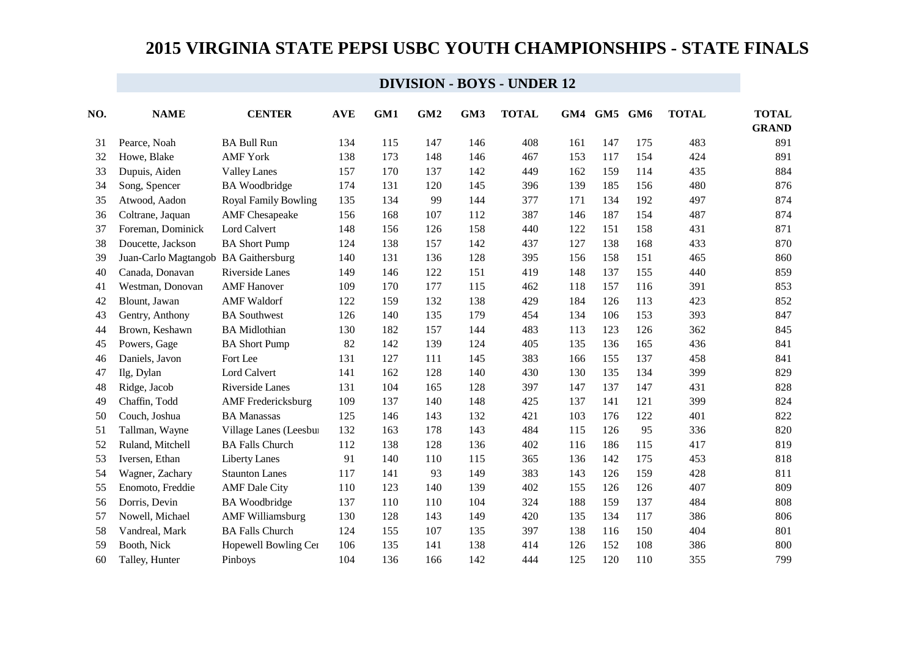# 2015 VIRGINIA STATE PEPSI USBC YOUTH CHAMPIONSHIPS - STATE FINALS

## DIVISION - BOYS - UNDER 12

| NO. | NAME | CENTER | AVE | GM1 | GM2 | GM3 | TOTAL | GM4 | GM5 | GM6 | TOTAL | TOTAL GRAND |
|---|---|---|---|---|---|---|---|---|---|---|---|---|
| 31 | Pearce, Noah | BA Bull Run | 134 | 115 | 147 | 146 | 408 | 161 | 147 | 175 | 483 | 891 |
| 32 | Howe, Blake | AMF York | 138 | 173 | 148 | 146 | 467 | 153 | 117 | 154 | 424 | 891 |
| 33 | Dupuis, Aiden | Valley Lanes | 157 | 170 | 137 | 142 | 449 | 162 | 159 | 114 | 435 | 884 |
| 34 | Song, Spencer | BA Woodbridge | 174 | 131 | 120 | 145 | 396 | 139 | 185 | 156 | 480 | 876 |
| 35 | Atwood, Aadon | Royal Family Bowling | 135 | 134 | 99 | 144 | 377 | 171 | 134 | 192 | 497 | 874 |
| 36 | Coltrane, Jaquan | AMF Chesapeake | 156 | 168 | 107 | 112 | 387 | 146 | 187 | 154 | 487 | 874 |
| 37 | Foreman, Dominick | Lord Calvert | 148 | 156 | 126 | 158 | 440 | 122 | 151 | 158 | 431 | 871 |
| 38 | Doucette, Jackson | BA Short Pump | 124 | 138 | 157 | 142 | 437 | 127 | 138 | 168 | 433 | 870 |
| 39 | Juan-Carlo Magtangob | BA Gaithersburg | 140 | 131 | 136 | 128 | 395 | 156 | 158 | 151 | 465 | 860 |
| 40 | Canada, Donavan | Riverside Lanes | 149 | 146 | 122 | 151 | 419 | 148 | 137 | 155 | 440 | 859 |
| 41 | Westman, Donovan | AMF Hanover | 109 | 170 | 177 | 115 | 462 | 118 | 157 | 116 | 391 | 853 |
| 42 | Blount, Jawan | AMF Waldorf | 122 | 159 | 132 | 138 | 429 | 184 | 126 | 113 | 423 | 852 |
| 43 | Gentry, Anthony | BA Southwest | 126 | 140 | 135 | 179 | 454 | 134 | 106 | 153 | 393 | 847 |
| 44 | Brown, Keshawn | BA Midlothian | 130 | 182 | 157 | 144 | 483 | 113 | 123 | 126 | 362 | 845 |
| 45 | Powers, Gage | BA Short Pump | 82 | 142 | 139 | 124 | 405 | 135 | 136 | 165 | 436 | 841 |
| 46 | Daniels, Javon | Fort Lee | 131 | 127 | 111 | 145 | 383 | 166 | 155 | 137 | 458 | 841 |
| 47 | Ilg, Dylan | Lord Calvert | 141 | 162 | 128 | 140 | 430 | 130 | 135 | 134 | 399 | 829 |
| 48 | Ridge, Jacob | Riverside Lanes | 131 | 104 | 165 | 128 | 397 | 147 | 137 | 147 | 431 | 828 |
| 49 | Chaffin, Todd | AMF Fredericksburg | 109 | 137 | 140 | 148 | 425 | 137 | 141 | 121 | 399 | 824 |
| 50 | Couch, Joshua | BA Manassas | 125 | 146 | 143 | 132 | 421 | 103 | 176 | 122 | 401 | 822 |
| 51 | Tallman, Wayne | Village Lanes (Leesbur | 132 | 163 | 178 | 143 | 484 | 115 | 126 | 95 | 336 | 820 |
| 52 | Ruland, Mitchell | BA Falls Church | 112 | 138 | 128 | 136 | 402 | 116 | 186 | 115 | 417 | 819 |
| 53 | Iversen, Ethan | Liberty Lanes | 91 | 140 | 110 | 115 | 365 | 136 | 142 | 175 | 453 | 818 |
| 54 | Wagner, Zachary | Staunton Lanes | 117 | 141 | 93 | 149 | 383 | 143 | 126 | 159 | 428 | 811 |
| 55 | Enomoto, Freddie | AMF Dale City | 110 | 123 | 140 | 139 | 402 | 155 | 126 | 126 | 407 | 809 |
| 56 | Dorris, Devin | BA Woodbridge | 137 | 110 | 110 | 104 | 324 | 188 | 159 | 137 | 484 | 808 |
| 57 | Nowell, Michael | AMF Williamsburg | 130 | 128 | 143 | 149 | 420 | 135 | 134 | 117 | 386 | 806 |
| 58 | Vandreal, Mark | BA Falls Church | 124 | 155 | 107 | 135 | 397 | 138 | 116 | 150 | 404 | 801 |
| 59 | Booth, Nick | Hopewell Bowling Cer | 106 | 135 | 141 | 138 | 414 | 126 | 152 | 108 | 386 | 800 |
| 60 | Talley, Hunter | Pinboys | 104 | 136 | 166 | 142 | 444 | 125 | 120 | 110 | 355 | 799 |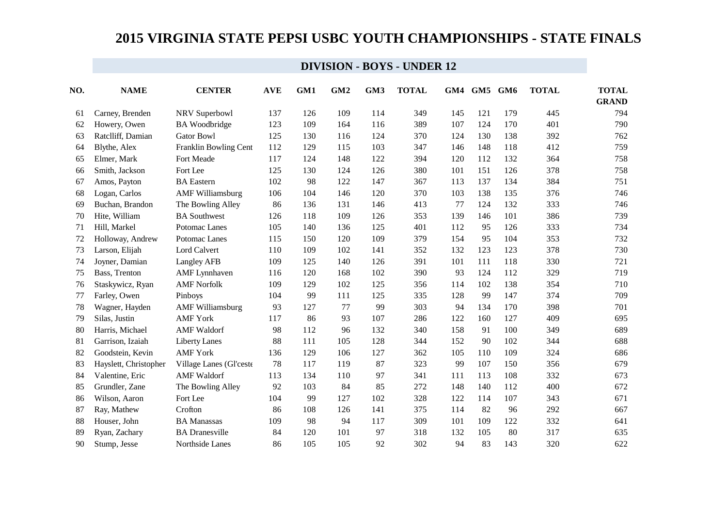# 2015 VIRGINIA STATE PEPSI USBC YOUTH CHAMPIONSHIPS - STATE FINALS

## DIVISION - BOYS - UNDER 12

| NO. | NAME | CENTER | AVE | GM1 | GM2 | GM3 | TOTAL | GM4 | GM5 | GM6 | TOTAL | TOTAL GRAND |
|---|---|---|---|---|---|---|---|---|---|---|---|---|
| 61 | Carney, Brenden | NRV Superbowl | 137 | 126 | 109 | 114 | 349 | 145 | 121 | 179 | 445 | 794 |
| 62 | Howery, Owen | BA Woodbridge | 123 | 109 | 164 | 116 | 389 | 107 | 124 | 170 | 401 | 790 |
| 63 | Ratclliff, Damian | Gator Bowl | 125 | 130 | 116 | 124 | 370 | 124 | 130 | 138 | 392 | 762 |
| 64 | Blythe, Alex | Franklin Bowling Cent | 112 | 129 | 115 | 103 | 347 | 146 | 148 | 118 | 412 | 759 |
| 65 | Elmer, Mark | Fort Meade | 117 | 124 | 148 | 122 | 394 | 120 | 112 | 132 | 364 | 758 |
| 66 | Smith, Jackson | Fort Lee | 125 | 130 | 124 | 126 | 380 | 101 | 151 | 126 | 378 | 758 |
| 67 | Amos, Payton | BA Eastern | 102 | 98 | 122 | 147 | 367 | 113 | 137 | 134 | 384 | 751 |
| 68 | Logan, Carlos | AMF Williamsburg | 106 | 104 | 146 | 120 | 370 | 103 | 138 | 135 | 376 | 746 |
| 69 | Buchan, Brandon | The Bowling Alley | 86 | 136 | 131 | 146 | 413 | 77 | 124 | 132 | 333 | 746 |
| 70 | Hite, William | BA Southwest | 126 | 118 | 109 | 126 | 353 | 139 | 146 | 101 | 386 | 739 |
| 71 | Hill, Markel | Potomac Lanes | 105 | 140 | 136 | 125 | 401 | 112 | 95 | 126 | 333 | 734 |
| 72 | Holloway, Andrew | Potomac Lanes | 115 | 150 | 120 | 109 | 379 | 154 | 95 | 104 | 353 | 732 |
| 73 | Larson, Elijah | Lord Calvert | 110 | 109 | 102 | 141 | 352 | 132 | 123 | 123 | 378 | 730 |
| 74 | Joyner, Damian | Langley AFB | 109 | 125 | 140 | 126 | 391 | 101 | 111 | 118 | 330 | 721 |
| 75 | Bass, Trenton | AMF Lynnhaven | 116 | 120 | 168 | 102 | 390 | 93 | 124 | 112 | 329 | 719 |
| 76 | Staskywicz, Ryan | AMF Norfolk | 109 | 129 | 102 | 125 | 356 | 114 | 102 | 138 | 354 | 710 |
| 77 | Farley, Owen | Pinboys | 104 | 99 | 111 | 125 | 335 | 128 | 99 | 147 | 374 | 709 |
| 78 | Wagner, Hayden | AMF Williamsburg | 93 | 127 | 77 | 99 | 303 | 94 | 134 | 170 | 398 | 701 |
| 79 | Silas, Justin | AMF York | 117 | 86 | 93 | 107 | 286 | 122 | 160 | 127 | 409 | 695 |
| 80 | Harris, Michael | AMF Waldorf | 98 | 112 | 96 | 132 | 340 | 158 | 91 | 100 | 349 | 689 |
| 81 | Garrison, Izaiah | Liberty Lanes | 88 | 111 | 105 | 128 | 344 | 152 | 90 | 102 | 344 | 688 |
| 82 | Goodstein, Kevin | AMF York | 136 | 129 | 106 | 127 | 362 | 105 | 110 | 109 | 324 | 686 |
| 83 | Hayslett, Christopher | Village Lanes (Gl'ceste | 78 | 117 | 119 | 87 | 323 | 99 | 107 | 150 | 356 | 679 |
| 84 | Valentine, Eric | AMF Waldorf | 113 | 134 | 110 | 97 | 341 | 111 | 113 | 108 | 332 | 673 |
| 85 | Grundler, Zane | The Bowling Alley | 92 | 103 | 84 | 85 | 272 | 148 | 140 | 112 | 400 | 672 |
| 86 | Wilson, Aaron | Fort Lee | 104 | 99 | 127 | 102 | 328 | 122 | 114 | 107 | 343 | 671 |
| 87 | Ray, Mathew | Crofton | 86 | 108 | 126 | 141 | 375 | 114 | 82 | 96 | 292 | 667 |
| 88 | Houser, John | BA Manassas | 109 | 98 | 94 | 117 | 309 | 101 | 109 | 122 | 332 | 641 |
| 89 | Ryan, Zachary | BA Dranesville | 84 | 120 | 101 | 97 | 318 | 132 | 105 | 80 | 317 | 635 |
| 90 | Stump, Jesse | Northside Lanes | 86 | 105 | 105 | 92 | 302 | 94 | 83 | 143 | 320 | 622 |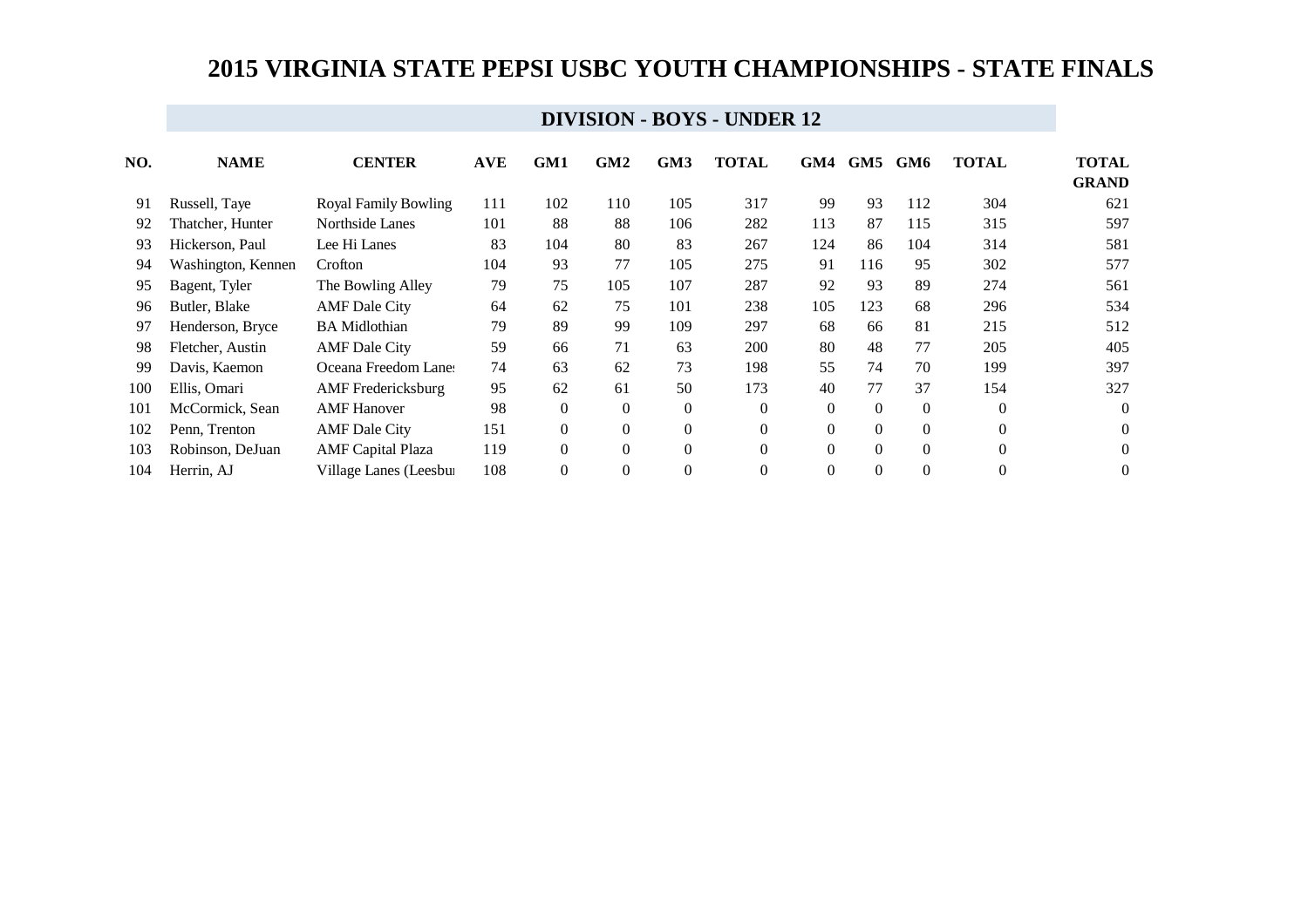# 2015 VIRGINIA STATE PEPSI USBC YOUTH CHAMPIONSHIPS - STATE FINALS

## DIVISION - BOYS - UNDER 12

| NO. | NAME | CENTER | AVE | GM1 | GM2 | GM3 | TOTAL | GM4 | GM5 | GM6 | TOTAL | TOTAL GRAND |
|---|---|---|---|---|---|---|---|---|---|---|---|---|
| 91 | Russell, Taye | Royal Family Bowling | 111 | 102 | 110 | 105 | 317 | 99 | 93 | 112 | 304 | 621 |
| 92 | Thatcher, Hunter | Northside Lanes | 101 | 88 | 88 | 106 | 282 | 113 | 87 | 115 | 315 | 597 |
| 93 | Hickerson, Paul | Lee Hi Lanes | 83 | 104 | 80 | 83 | 267 | 124 | 86 | 104 | 314 | 581 |
| 94 | Washington, Kennen | Crofton | 104 | 93 | 77 | 105 | 275 | 91 | 116 | 95 | 302 | 577 |
| 95 | Bagent, Tyler | The Bowling Alley | 79 | 75 | 105 | 107 | 287 | 92 | 93 | 89 | 274 | 561 |
| 96 | Butler, Blake | AMF Dale City | 64 | 62 | 75 | 101 | 238 | 105 | 123 | 68 | 296 | 534 |
| 97 | Henderson, Bryce | BA Midlothian | 79 | 89 | 99 | 109 | 297 | 68 | 66 | 81 | 215 | 512 |
| 98 | Fletcher, Austin | AMF Dale City | 59 | 66 | 71 | 63 | 200 | 80 | 48 | 77 | 205 | 405 |
| 99 | Davis, Kaemon | Oceana Freedom Lanes | 74 | 63 | 62 | 73 | 198 | 55 | 74 | 70 | 199 | 397 |
| 100 | Ellis, Omari | AMF Fredericksburg | 95 | 62 | 61 | 50 | 173 | 40 | 77 | 37 | 154 | 327 |
| 101 | McCormick, Sean | AMF Hanover | 98 | 0 | 0 | 0 | 0 | 0 | 0 | 0 | 0 | 0 |
| 102 | Penn, Trenton | AMF Dale City | 151 | 0 | 0 | 0 | 0 | 0 | 0 | 0 | 0 | 0 |
| 103 | Robinson, DeJuan | AMF Capital Plaza | 119 | 0 | 0 | 0 | 0 | 0 | 0 | 0 | 0 | 0 |
| 104 | Herrin, AJ | Village Lanes (Leesbur | 108 | 0 | 0 | 0 | 0 | 0 | 0 | 0 | 0 | 0 |